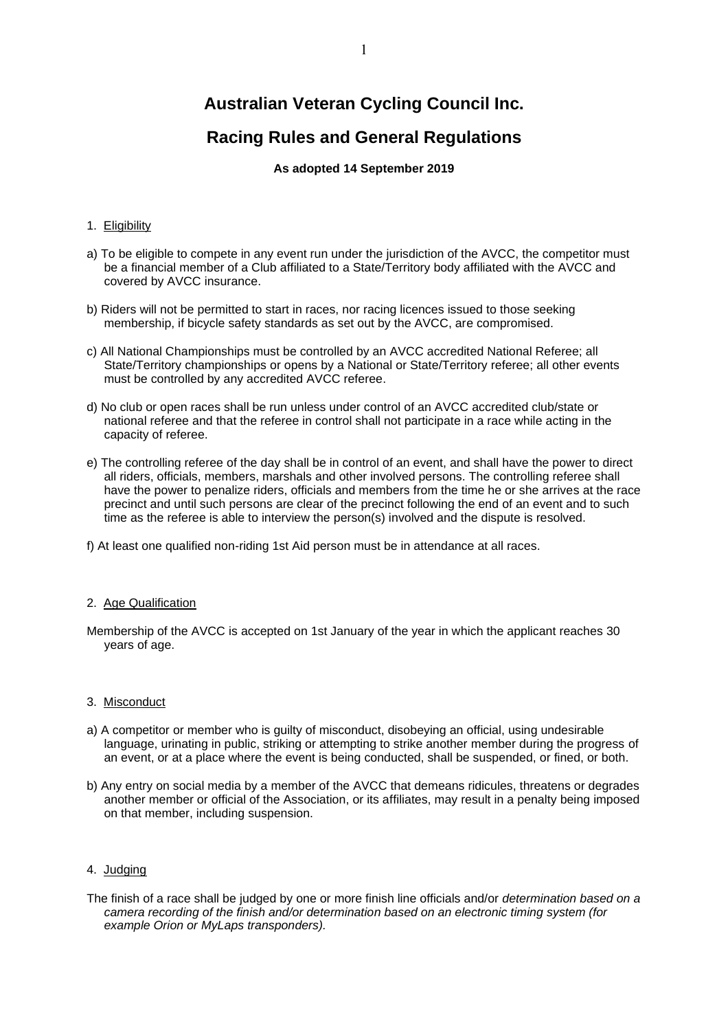# Australian Veteran Cycling Council Inc.

## Racing Rules and General Regulations

**As adopted 14 September 2019**

1. Eligibility

a) To be eligible to compete in any event run under the jurisdiction of the AVCC, the competitor must be a financial member of a Club affiliated to a State/Territory body affiliated with the AVCC and covered by AVCC insurance.

b) Riders will not be permitted to start in races, nor racing licences issued to those seeking membership, if bicycle safety standards as set out by the AVCC, are compromised.

c) All National Championships must be controlled by an AVCC accredited National Referee; all State/Territory championships or opens by a National or State/Territory referee; all other events must be controlled by any accredited AVCC referee.

d) No club or open races shall be run unless under control of an AVCC accredited club/state or national referee and that the referee in control shall not participate in a race while acting in the capacity of referee.

e) The controlling referee of the day shall be in control of an event, and shall have the power to direct all riders, officials, members, marshals and other involved persons. The controlling referee shall have the power to penalize riders, officials and members from the time he or she arrives at the race precinct and until such persons are clear of the precinct following the end of an event and to such time as the referee is able to interview the person(s) involved and the dispute is resolved.

f) At least one qualified non-riding 1st Aid person must be in attendance at all races.

2. Age Qualification

Membership of the AVCC is accepted on 1st January of the year in which the applicant reaches 30 years of age.

3. Misconduct

a) A competitor or member who is guilty of misconduct, disobeying an official, using undesirable language, urinating in public, striking or attempting to strike another member during the progress of an event, or at a place where the event is being conducted, shall be suspended, or fined, or both.

b) Any entry on social media by a member of the AVCC that demeans ridicules, threatens or degrades another member or official of the Association, or its affiliates, may result in a penalty being imposed on that member, including suspension.

4. Judging

The finish of a race shall be judged by one or more finish line officials and/or *determination based on a camera recording of the finish and/or determination based on an electronic timing system (for example Orion or MyLaps transponders).*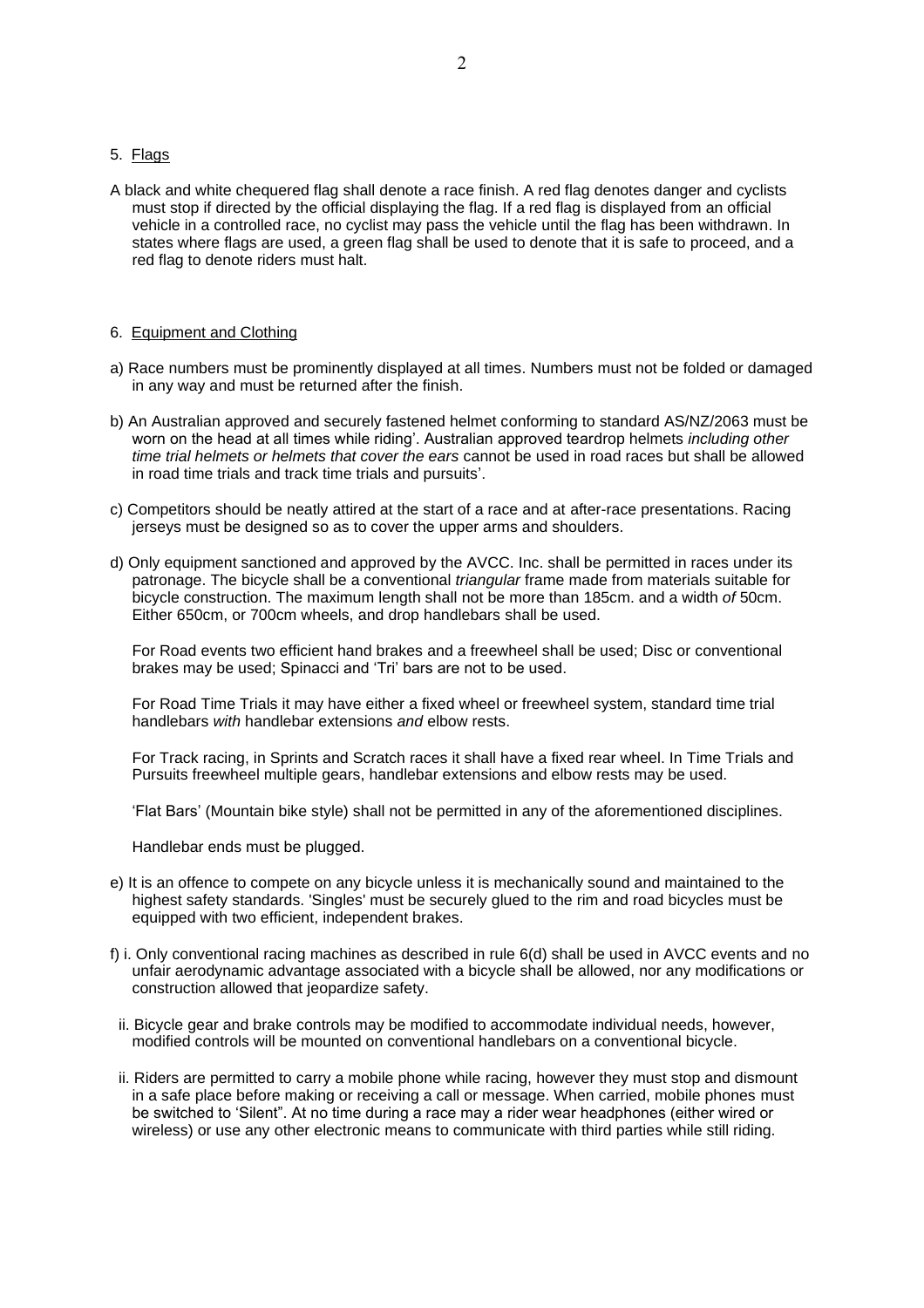5. Flags

A black and white chequered flag shall denote a race finish. A red flag denotes danger and cyclists must stop if directed by the official displaying the flag. If a red flag is displayed from an official vehicle in a controlled race, no cyclist may pass the vehicle until the flag has been withdrawn. In states where flags are used, a green flag shall be used to denote that it is safe to proceed, and a red flag to denote riders must halt.

6. Equipment and Clothing

a) Race numbers must be prominently displayed at all times. Numbers must not be folded or damaged in any way and must be returned after the finish.

b) An Australian approved and securely fastened helmet conforming to standard AS/NZ/2063 must be worn on the head at all times while riding'. Australian approved teardrop helmets *including other time trial helmets or helmets that cover the ears* cannot be used in road races but shall be allowed in road time trials and track time trials and pursuits'.

c) Competitors should be neatly attired at the start of a race and at after-race presentations. Racing jerseys must be designed so as to cover the upper arms and shoulders.

d) Only equipment sanctioned and approved by the AVCC. Inc. shall be permitted in races under its patronage. The bicycle shall be a conventional *triangular* frame made from materials suitable for bicycle construction. The maximum length shall not be more than 185cm. and a width *of* 50cm. Either 650cm, or 700cm wheels, and drop handlebars shall be used.

For Road events two efficient hand brakes and a freewheel shall be used; Disc or conventional brakes may be used; Spinacci and 'Tri' bars are not to be used.

For Road Time Trials it may have either a fixed wheel or freewheel system, standard time trial handlebars *with* handlebar extensions *and* elbow rests.

For Track racing, in Sprints and Scratch races it shall have a fixed rear wheel. In Time Trials and Pursuits freewheel multiple gears, handlebar extensions and elbow rests may be used.

'Flat Bars' (Mountain bike style) shall not be permitted in any of the aforementioned disciplines.

Handlebar ends must be plugged.

e) It is an offence to compete on any bicycle unless it is mechanically sound and maintained to the highest safety standards. 'Singles' must be securely glued to the rim and road bicycles must be equipped with two efficient, independent brakes.

f) i. Only conventional racing machines as described in rule 6(d) shall be used in AVCC events and no unfair aerodynamic advantage associated with a bicycle shall be allowed, nor any modifications or construction allowed that jeopardize safety.

ii. Bicycle gear and brake controls may be modified to accommodate individual needs, however, modified controls will be mounted on conventional handlebars on a conventional bicycle.

ii. Riders are permitted to carry a mobile phone while racing, however they must stop and dismount in a safe place before making or receiving a call or message. When carried, mobile phones must be switched to 'Silent". At no time during a race may a rider wear headphones (either wired or wireless) or use any other electronic means to communicate with third parties while still riding.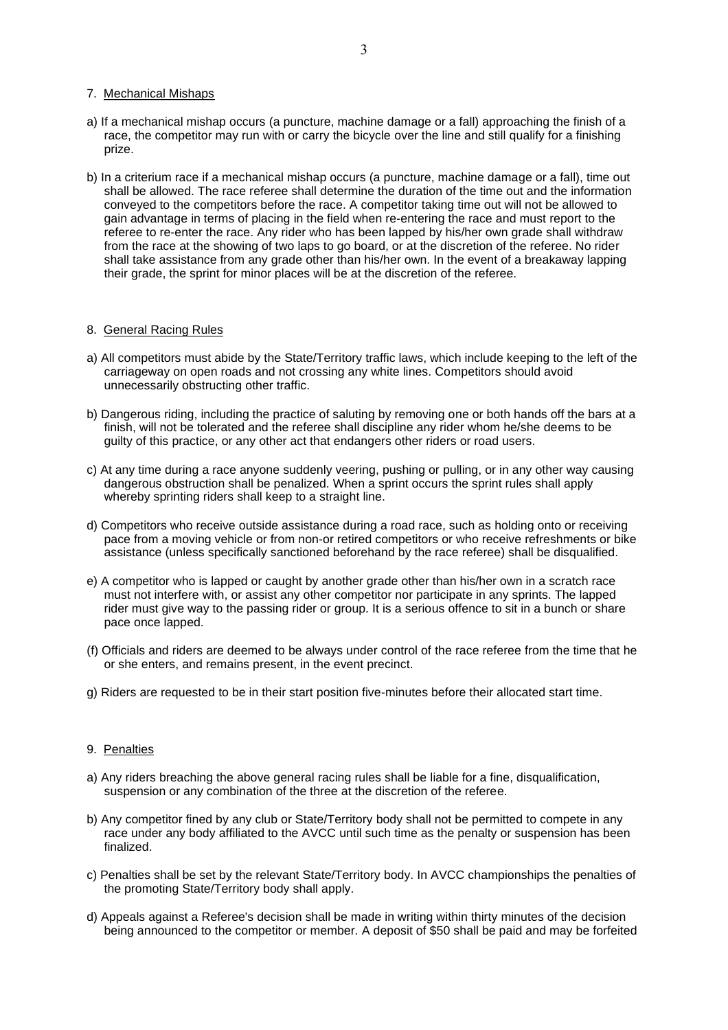## 7. Mechanical Mishaps

a) If a mechanical mishap occurs (a puncture, machine damage or a fall) approaching the finish of a race, the competitor may run with or carry the bicycle over the line and still qualify for a finishing prize.

b) In a criterium race if a mechanical mishap occurs (a puncture, machine damage or a fall), time out shall be allowed. The race referee shall determine the duration of the time out and the information conveyed to the competitors before the race. A competitor taking time out will not be allowed to gain advantage in terms of placing in the field when re-entering the race and must report to the referee to re-enter the race. Any rider who has been lapped by his/her own grade shall withdraw from the race at the showing of two laps to go board, or at the discretion of the referee. No rider shall take assistance from any grade other than his/her own. In the event of a breakaway lapping their grade, the sprint for minor places will be at the discretion of the referee.

## 8. General Racing Rules

a) All competitors must abide by the State/Territory traffic laws, which include keeping to the left of the carriageway on open roads and not crossing any white lines. Competitors should avoid unnecessarily obstructing other traffic.

b) Dangerous riding, including the practice of saluting by removing one or both hands off the bars at a finish, will not be tolerated and the referee shall discipline any rider whom he/she deems to be guilty of this practice, or any other act that endangers other riders or road users.

c) At any time during a race anyone suddenly veering, pushing or pulling, or in any other way causing dangerous obstruction shall be penalized. When a sprint occurs the sprint rules shall apply whereby sprinting riders shall keep to a straight line.

d) Competitors who receive outside assistance during a road race, such as holding onto or receiving pace from a moving vehicle or from non-or retired competitors or who receive refreshments or bike assistance (unless specifically sanctioned beforehand by the race referee) shall be disqualified.

e) A competitor who is lapped or caught by another grade other than his/her own in a scratch race must not interfere with, or assist any other competitor nor participate in any sprints. The lapped rider must give way to the passing rider or group. It is a serious offence to sit in a bunch or share pace once lapped.

(f) Officials and riders are deemed to be always under control of the race referee from the time that he or she enters, and remains present, in the event precinct.

g) Riders are requested to be in their start position five-minutes before their allocated start time.

## 9. Penalties

a) Any riders breaching the above general racing rules shall be liable for a fine, disqualification, suspension or any combination of the three at the discretion of the referee.

b) Any competitor fined by any club or State/Territory body shall not be permitted to compete in any race under any body affiliated to the AVCC until such time as the penalty or suspension has been finalized.

c) Penalties shall be set by the relevant State/Territory body. In AVCC championships the penalties of the promoting State/Territory body shall apply.

d) Appeals against a Referee's decision shall be made in writing within thirty minutes of the decision being announced to the competitor or member. A deposit of $50 shall be paid and may be forfeited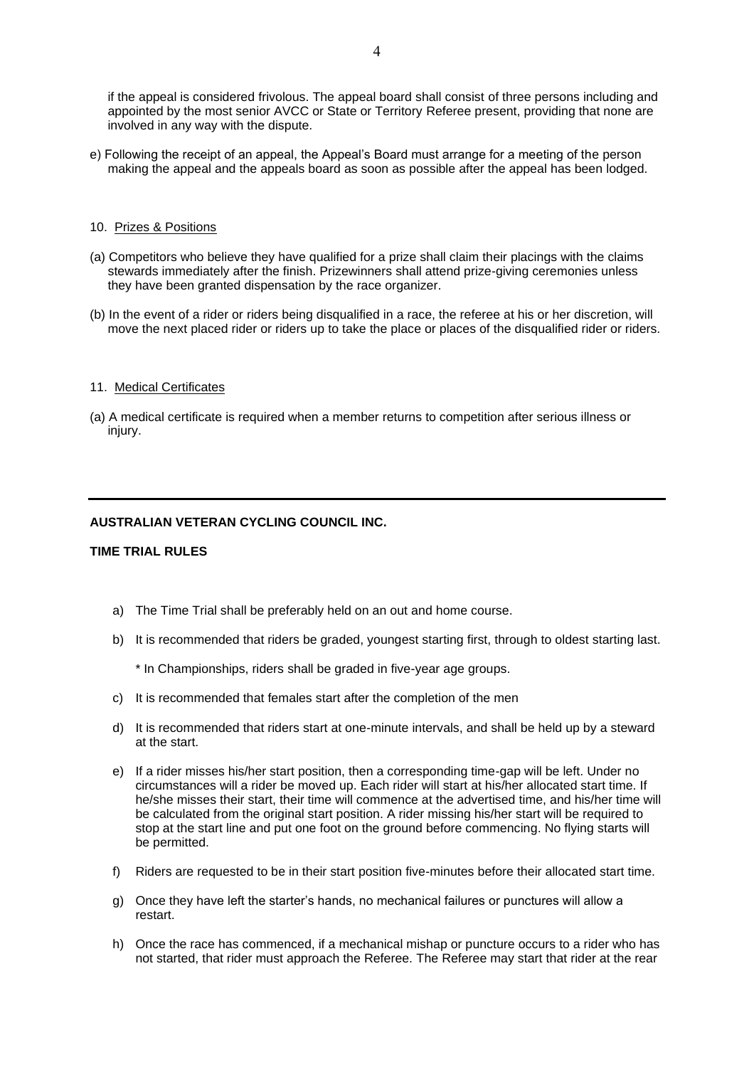if the appeal is considered frivolous. The appeal board shall consist of three persons including and appointed by the most senior AVCC or State or Territory Referee present, providing that none are involved in any way with the dispute.

e) Following the receipt of an appeal, the Appeal's Board must arrange for a meeting of the person making the appeal and the appeals board as soon as possible after the appeal has been lodged.

10. <u>Prizes & Positions</u>

(a) Competitors who believe they have qualified for a prize shall claim their placings with the claims stewards immediately after the finish. Prizewinners shall attend prize-giving ceremonies unless they have been granted dispensation by the race organizer.

(b) In the event of a rider or riders being disqualified in a race, the referee at his or her discretion, will move the next placed rider or riders up to take the place or places of the disqualified rider or riders.

11. <u>Medical Certificates</u>

(a) A medical certificate is required when a member returns to competition after serious illness or injury.

---

**AUSTRALIAN VETERAN CYCLING COUNCIL INC.**

**TIME TRIAL RULES**

a) The Time Trial shall be preferably held on an out and home course.

b) It is recommended that riders be graded, youngest starting first, through to oldest starting last.

   * In Championships, riders shall be graded in five-year age groups.

c) It is recommended that females start after the completion of the men

d) It is recommended that riders start at one-minute intervals, and shall be held up by a steward at the start.

e) If a rider misses his/her start position, then a corresponding time-gap will be left. Under no circumstances will a rider be moved up. Each rider will start at his/her allocated start time. If he/she misses their start, their time will commence at the advertised time, and his/her time will be calculated from the original start position. A rider missing his/her start will be required to stop at the start line and put one foot on the ground before commencing. No flying starts will be permitted.

f) Riders are requested to be in their start position five-minutes before their allocated start time.

g) Once they have left the starter's hands, no mechanical failures or punctures will allow a restart.

h) Once the race has commenced, if a mechanical mishap or puncture occurs to a rider who has not started, that rider must approach the Referee. The Referee may start that rider at the rear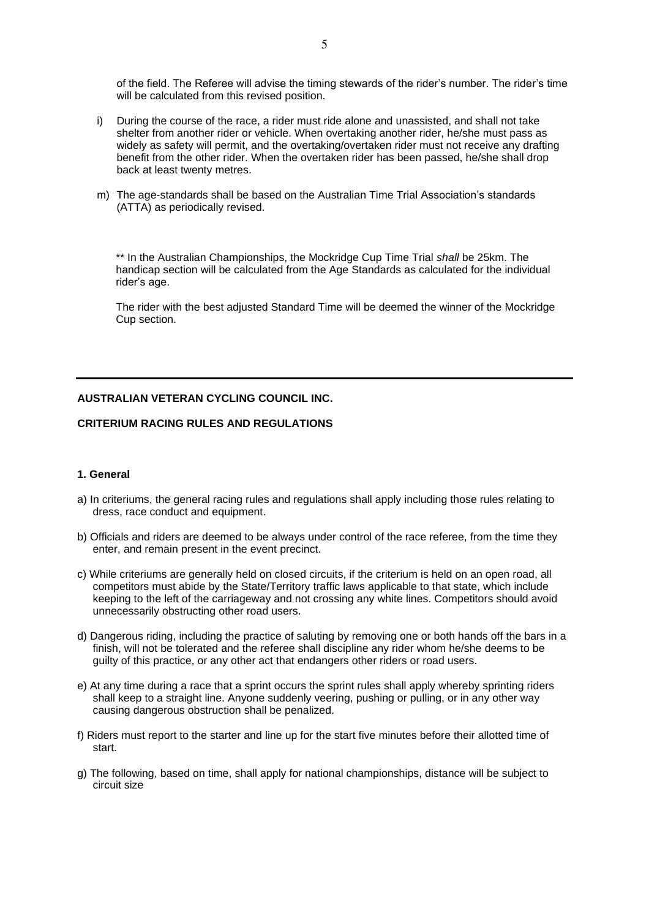of the field. The Referee will advise the timing stewards of the rider's number. The rider's time will be calculated from this revised position.

i) During the course of the race, a rider must ride alone and unassisted, and shall not take shelter from another rider or vehicle. When overtaking another rider, he/she must pass as widely as safety will permit, and the overtaking/overtaken rider must not receive any drafting benefit from the other rider. When the overtaken rider has been passed, he/she shall drop back at least twenty metres.

m) The age-standards shall be based on the Australian Time Trial Association's standards (ATTA) as periodically revised.

** In the Australian Championships, the Mockridge Cup Time Trial *shall* be 25km. The handicap section will be calculated from the Age Standards as calculated for the individual rider's age.

The rider with the best adjusted Standard Time will be deemed the winner of the Mockridge Cup section.

---

**AUSTRALIAN VETERAN CYCLING COUNCIL INC.**

**CRITERIUM RACING RULES AND REGULATIONS**

**1. General**

a) In criteriums, the general racing rules and regulations shall apply including those rules relating to dress, race conduct and equipment.

b) Officials and riders are deemed to be always under control of the race referee, from the time they enter, and remain present in the event precinct.

c) While criteriums are generally held on closed circuits, if the criterium is held on an open road, all competitors must abide by the State/Territory traffic laws applicable to that state, which include keeping to the left of the carriageway and not crossing any white lines. Competitors should avoid unnecessarily obstructing other road users.

d) Dangerous riding, including the practice of saluting by removing one or both hands off the bars in a finish, will not be tolerated and the referee shall discipline any rider whom he/she deems to be guilty of this practice, or any other act that endangers other riders or road users.

e) At any time during a race that a sprint occurs the sprint rules shall apply whereby sprinting riders shall keep to a straight line. Anyone suddenly veering, pushing or pulling, or in any other way causing dangerous obstruction shall be penalized.

f) Riders must report to the starter and line up for the start five minutes before their allotted time of start.

g) The following, based on time, shall apply for national championships, distance will be subject to circuit size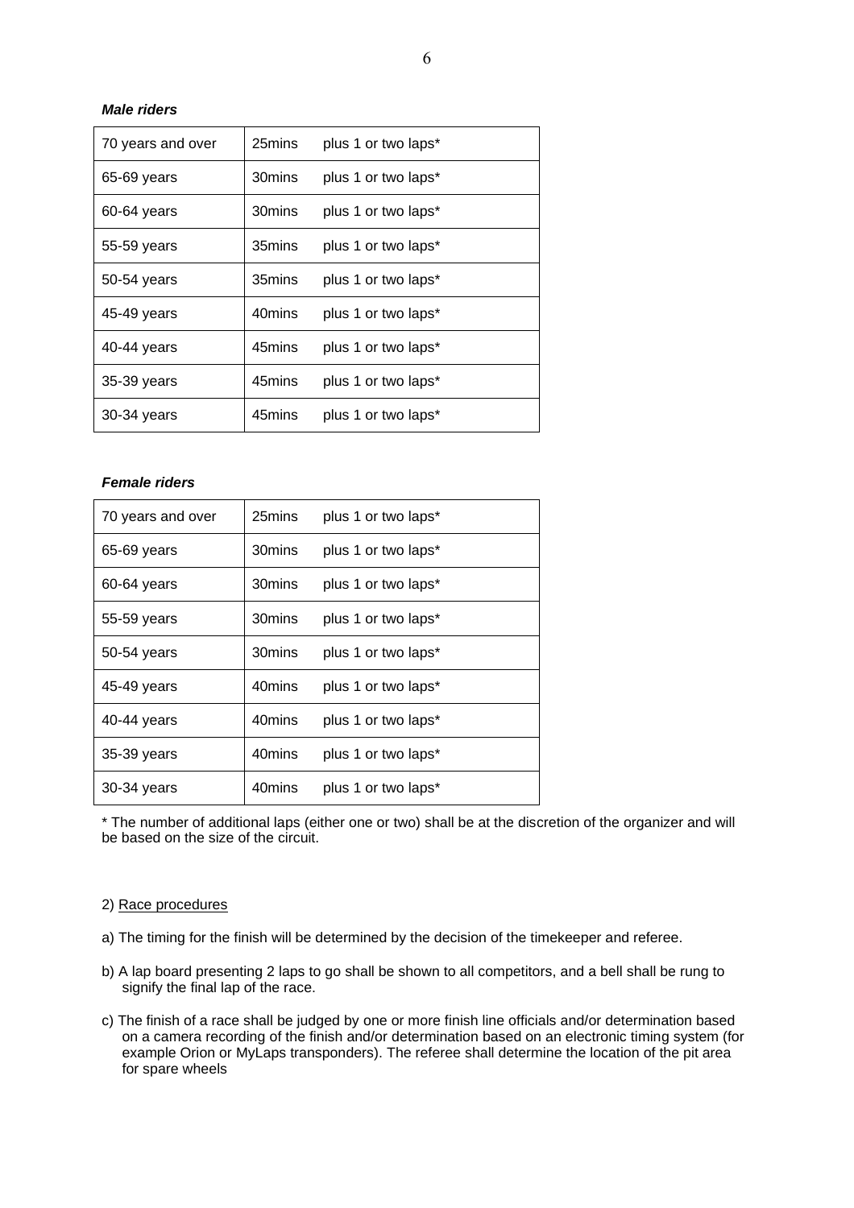***Male riders***

| | |
|---|---|
| 70 years and over | 25mins plus 1 or two laps* |
| 65-69 years | 30mins plus 1 or two laps* |
| 60-64 years | 30mins plus 1 or two laps* |
| 55-59 years | 35mins plus 1 or two laps* |
| 50-54 years | 35mins plus 1 or two laps* |
| 45-49 years | 40mins plus 1 or two laps* |
| 40-44 years | 45mins plus 1 or two laps* |
| 35-39 years | 45mins plus 1 or two laps* |
| 30-34 years | 45mins plus 1 or two laps* |

***Female riders***

| | |
|---|---|
| 70 years and over | 25mins plus 1 or two laps* |
| 65-69 years | 30mins plus 1 or two laps* |
| 60-64 years | 30mins plus 1 or two laps* |
| 55-59 years | 30mins plus 1 or two laps* |
| 50-54 years | 30mins plus 1 or two laps* |
| 45-49 years | 40mins plus 1 or two laps* |
| 40-44 years | 40mins plus 1 or two laps* |
| 35-39 years | 40mins plus 1 or two laps* |
| 30-34 years | 40mins plus 1 or two laps* |

* The number of additional laps (either one or two) shall be at the discretion of the organizer and will be based on the size of the circuit.

2) Race procedures

a) The timing for the finish will be determined by the decision of the timekeeper and referee.

b) A lap board presenting 2 laps to go shall be shown to all competitors, and a bell shall be rung to signify the final lap of the race.

c) The finish of a race shall be judged by one or more finish line officials and/or determination based on a camera recording of the finish and/or determination based on an electronic timing system (for example Orion or MyLaps transponders). The referee shall determine the location of the pit area for spare wheels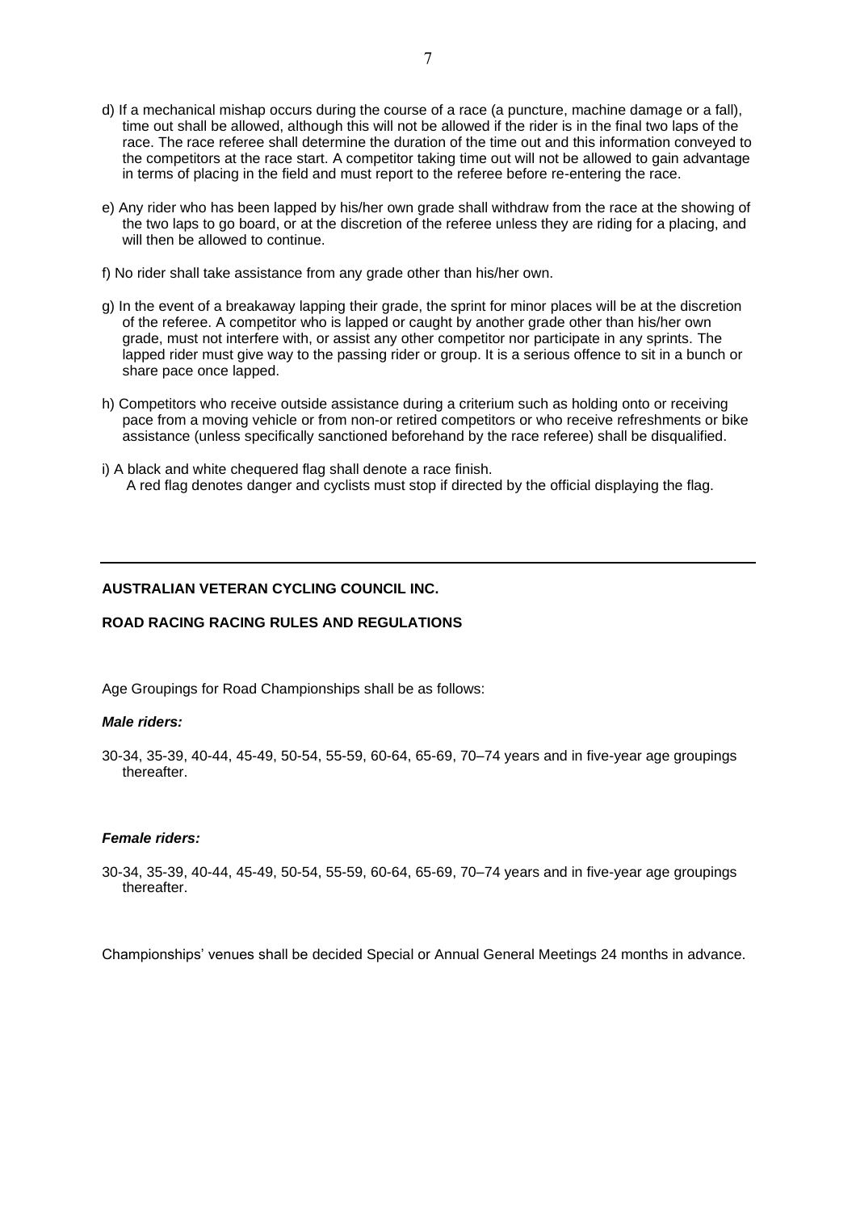d) If a mechanical mishap occurs during the course of a race (a puncture, machine damage or a fall), time out shall be allowed, although this will not be allowed if the rider is in the final two laps of the race. The race referee shall determine the duration of the time out and this information conveyed to the competitors at the race start. A competitor taking time out will not be allowed to gain advantage in terms of placing in the field and must report to the referee before re-entering the race.

e) Any rider who has been lapped by his/her own grade shall withdraw from the race at the showing of the two laps to go board, or at the discretion of the referee unless they are riding for a placing, and will then be allowed to continue.

f) No rider shall take assistance from any grade other than his/her own.

g) In the event of a breakaway lapping their grade, the sprint for minor places will be at the discretion of the referee. A competitor who is lapped or caught by another grade other than his/her own grade, must not interfere with, or assist any other competitor nor participate in any sprints. The lapped rider must give way to the passing rider or group. It is a serious offence to sit in a bunch or share pace once lapped.

h) Competitors who receive outside assistance during a criterium such as holding onto or receiving pace from a moving vehicle or from non-or retired competitors or who receive refreshments or bike assistance (unless specifically sanctioned beforehand by the race referee) shall be disqualified.

i) A black and white chequered flag shall denote a race finish.
A red flag denotes danger and cyclists must stop if directed by the official displaying the flag.

---

**AUSTRALIAN VETERAN CYCLING COUNCIL INC.**

**ROAD RACING RACING RULES AND REGULATIONS**

Age Groupings for Road Championships shall be as follows:

***Male riders:***

30-34, 35-39, 40-44, 45-49, 50-54, 55-59, 60-64, 65-69, 70–74 years and in five-year age groupings thereafter.

***Female riders:***

30-34, 35-39, 40-44, 45-49, 50-54, 55-59, 60-64, 65-69, 70–74 years and in five-year age groupings thereafter.

Championships' venues shall be decided Special or Annual General Meetings 24 months in advance.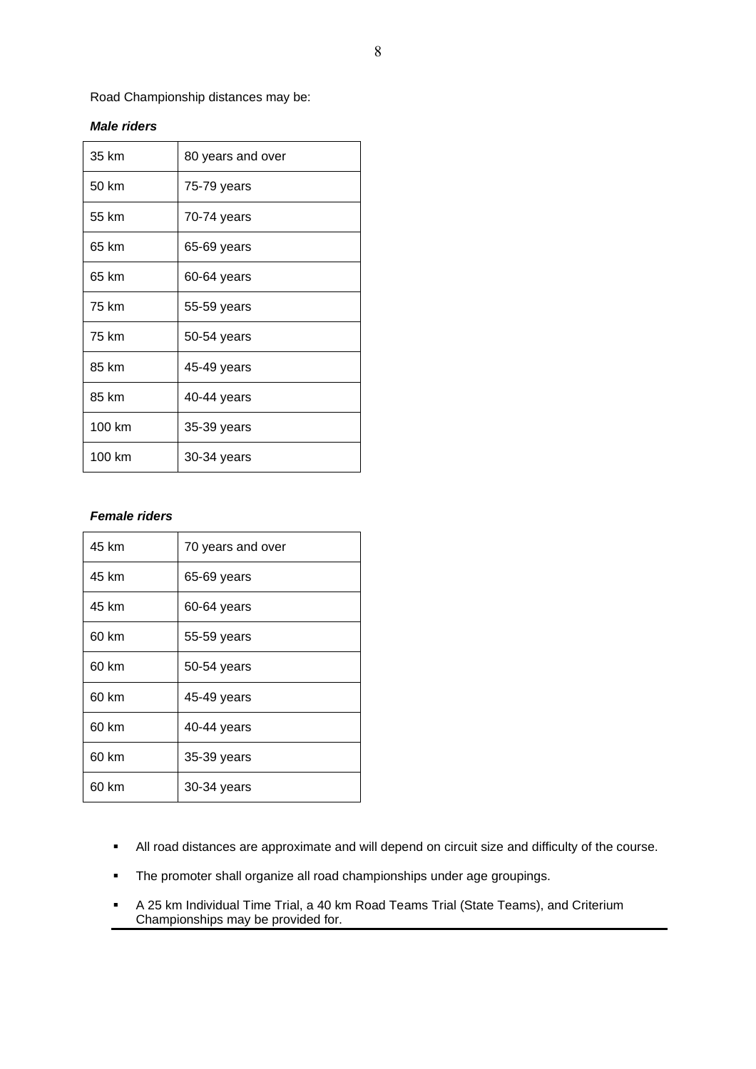Road Championship distances may be:

***Male riders***

| | |
|---|---|
| 35 km | 80 years and over |
| 50 km | 75-79 years |
| 55 km | 70-74 years |
| 65 km | 65-69 years |
| 65 km | 60-64 years |
| 75 km | 55-59 years |
| 75 km | 50-54 years |
| 85 km | 45-49 years |
| 85 km | 40-44 years |
| 100 km | 35-39 years |
| 100 km | 30-34 years |

***Female riders***

| | |
|---|---|
| 45 km | 70 years and over |
| 45 km | 65-69 years |
| 45 km | 60-64 years |
| 60 km | 55-59 years |
| 60 km | 50-54 years |
| 60 km | 45-49 years |
| 60 km | 40-44 years |
| 60 km | 35-39 years |
| 60 km | 30-34 years |

- All road distances are approximate and will depend on circuit size and difficulty of the course.
- The promoter shall organize all road championships under age groupings.
- A 25 km Individual Time Trial, a 40 km Road Teams Trial (State Teams), and Criterium Championships may be provided for.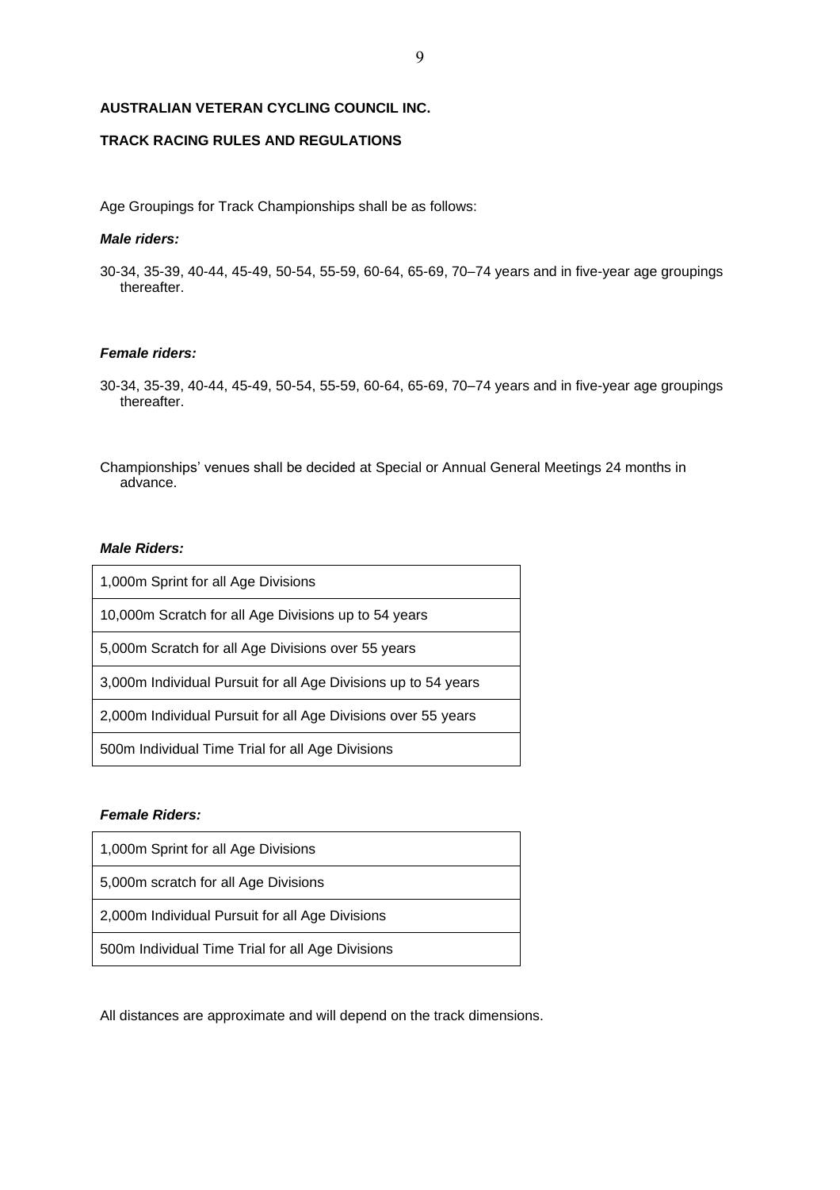**AUSTRALIAN VETERAN CYCLING COUNCIL INC.**

**TRACK RACING RULES AND REGULATIONS**

Age Groupings for Track Championships shall be as follows:

***Male riders:***

30-34, 35-39, 40-44, 45-49, 50-54, 55-59, 60-64, 65-69, 70–74 years and in five-year age groupings thereafter.

***Female riders:***

30-34, 35-39, 40-44, 45-49, 50-54, 55-59, 60-64, 65-69, 70–74 years and in five-year age groupings thereafter.

Championships' venues shall be decided at Special or Annual General Meetings 24 months in advance.

***Male Riders:***

| |
|---|
| 1,000m Sprint for all Age Divisions |
| 10,000m Scratch for all Age Divisions up to 54 years |
| 5,000m Scratch for all Age Divisions over 55 years |
| 3,000m Individual Pursuit for all Age Divisions up to 54 years |
| 2,000m Individual Pursuit for all Age Divisions over 55 years |
| 500m Individual Time Trial for all Age Divisions |

***Female Riders:***

| |
|---|
| 1,000m Sprint for all Age Divisions |
| 5,000m scratch for all Age Divisions |
| 2,000m Individual Pursuit for all Age Divisions |
| 500m Individual Time Trial for all Age Divisions |

All distances are approximate and will depend on the track dimensions.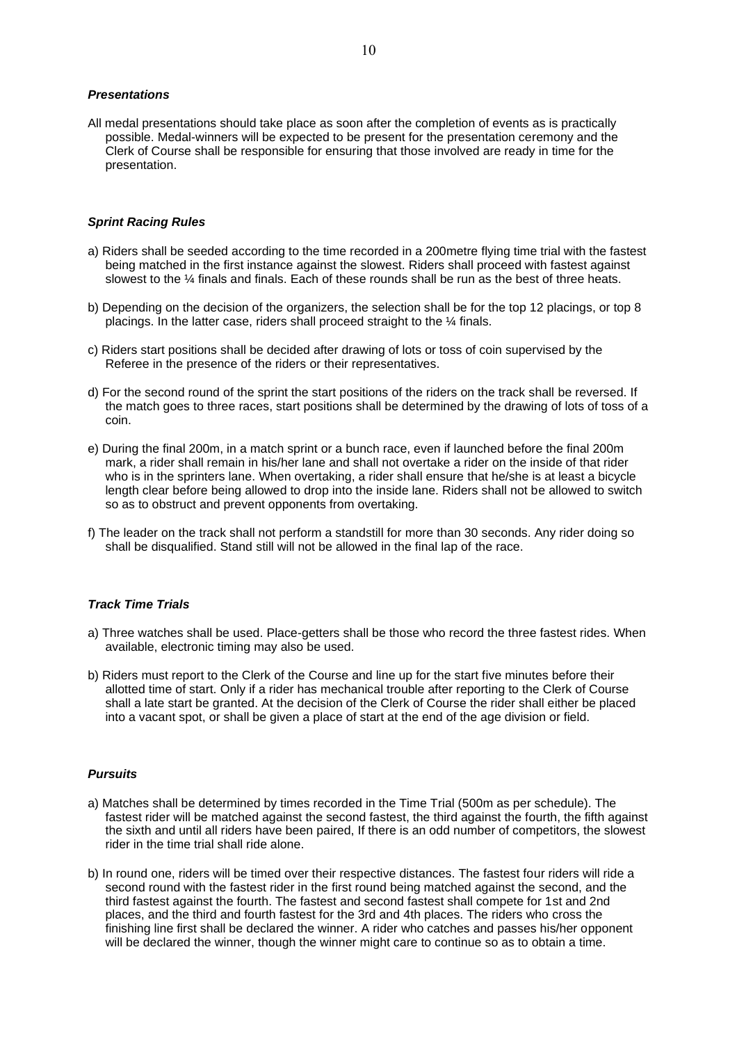### *Presentations*

All medal presentations should take place as soon after the completion of events as is practically possible. Medal-winners will be expected to be present for the presentation ceremony and the Clerk of Course shall be responsible for ensuring that those involved are ready in time for the presentation.

### *Sprint Racing Rules*

a) Riders shall be seeded according to the time recorded in a 200metre flying time trial with the fastest being matched in the first instance against the slowest. Riders shall proceed with fastest against slowest to the ¼ finals and finals. Each of these rounds shall be run as the best of three heats.

b) Depending on the decision of the organizers, the selection shall be for the top 12 placings, or top 8 placings. In the latter case, riders shall proceed straight to the ¼ finals.

c) Riders start positions shall be decided after drawing of lots or toss of coin supervised by the Referee in the presence of the riders or their representatives.

d) For the second round of the sprint the start positions of the riders on the track shall be reversed. If the match goes to three races, start positions shall be determined by the drawing of lots of toss of a coin.

e) During the final 200m, in a match sprint or a bunch race, even if launched before the final 200m mark, a rider shall remain in his/her lane and shall not overtake a rider on the inside of that rider who is in the sprinters lane. When overtaking, a rider shall ensure that he/she is at least a bicycle length clear before being allowed to drop into the inside lane. Riders shall not be allowed to switch so as to obstruct and prevent opponents from overtaking.

f) The leader on the track shall not perform a standstill for more than 30 seconds. Any rider doing so shall be disqualified. Stand still will not be allowed in the final lap of the race.

### *Track Time Trials*

a) Three watches shall be used. Place-getters shall be those who record the three fastest rides. When available, electronic timing may also be used.

b) Riders must report to the Clerk of the Course and line up for the start five minutes before their allotted time of start. Only if a rider has mechanical trouble after reporting to the Clerk of Course shall a late start be granted. At the decision of the Clerk of Course the rider shall either be placed into a vacant spot, or shall be given a place of start at the end of the age division or field.

### *Pursuits*

a) Matches shall be determined by times recorded in the Time Trial (500m as per schedule). The fastest rider will be matched against the second fastest, the third against the fourth, the fifth against the sixth and until all riders have been paired, If there is an odd number of competitors, the slowest rider in the time trial shall ride alone.

b) In round one, riders will be timed over their respective distances. The fastest four riders will ride a second round with the fastest rider in the first round being matched against the second, and the third fastest against the fourth. The fastest and second fastest shall compete for 1st and 2nd places, and the third and fourth fastest for the 3rd and 4th places. The riders who cross the finishing line first shall be declared the winner. A rider who catches and passes his/her opponent will be declared the winner, though the winner might care to continue so as to obtain a time.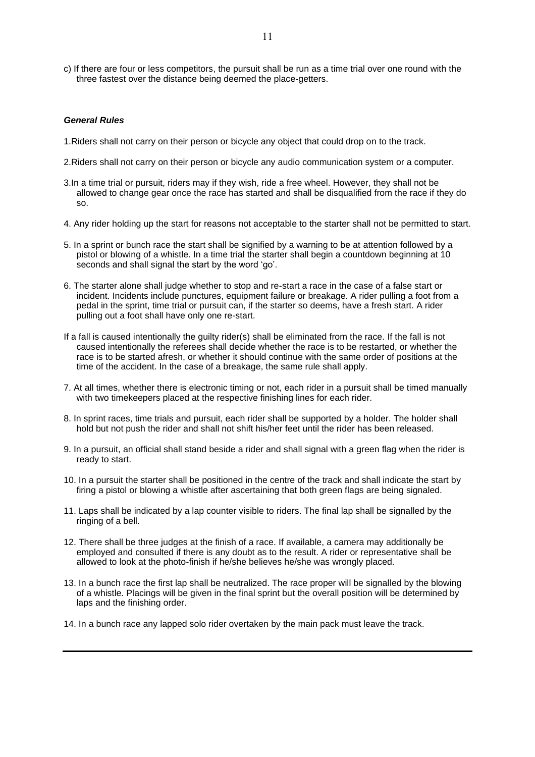c) If there are four or less competitors, the pursuit shall be run as a time trial over one round with the three fastest over the distance being deemed the place-getters.

***General Rules***

1.Riders shall not carry on their person or bicycle any object that could drop on to the track.

2.Riders shall not carry on their person or bicycle any audio communication system or a computer.

3.In a time trial or pursuit, riders may if they wish, ride a free wheel. However, they shall not be allowed to change gear once the race has started and shall be disqualified from the race if they do so.

4. Any rider holding up the start for reasons not acceptable to the starter shall not be permitted to start.

5. In a sprint or bunch race the start shall be signified by a warning to be at attention followed by a pistol or blowing of a whistle. In a time trial the starter shall begin a countdown beginning at 10 seconds and shall signal the start by the word 'go'.

6. The starter alone shall judge whether to stop and re-start a race in the case of a false start or incident. Incidents include punctures, equipment failure or breakage. A rider pulling a foot from a pedal in the sprint, time trial or pursuit can, if the starter so deems, have a fresh start. A rider pulling out a foot shall have only one re-start.

If a fall is caused intentionally the guilty rider(s) shall be eliminated from the race. If the fall is not caused intentionally the referees shall decide whether the race is to be restarted, or whether the race is to be started afresh, or whether it should continue with the same order of positions at the time of the accident. In the case of a breakage, the same rule shall apply.

7. At all times, whether there is electronic timing or not, each rider in a pursuit shall be timed manually with two timekeepers placed at the respective finishing lines for each rider.

8. In sprint races, time trials and pursuit, each rider shall be supported by a holder. The holder shall hold but not push the rider and shall not shift his/her feet until the rider has been released.

9. In a pursuit, an official shall stand beside a rider and shall signal with a green flag when the rider is ready to start.

10. In a pursuit the starter shall be positioned in the centre of the track and shall indicate the start by firing a pistol or blowing a whistle after ascertaining that both green flags are being signaled.

11. Laps shall be indicated by a lap counter visible to riders. The final lap shall be signalled by the ringing of a bell.

12. There shall be three judges at the finish of a race. If available, a camera may additionally be employed and consulted if there is any doubt as to the result. A rider or representative shall be allowed to look at the photo-finish if he/she believes he/she was wrongly placed.

13. In a bunch race the first lap shall be neutralized. The race proper will be signalled by the blowing of a whistle. Placings will be given in the final sprint but the overall position will be determined by laps and the finishing order.

14. In a bunch race any lapped solo rider overtaken by the main pack must leave the track.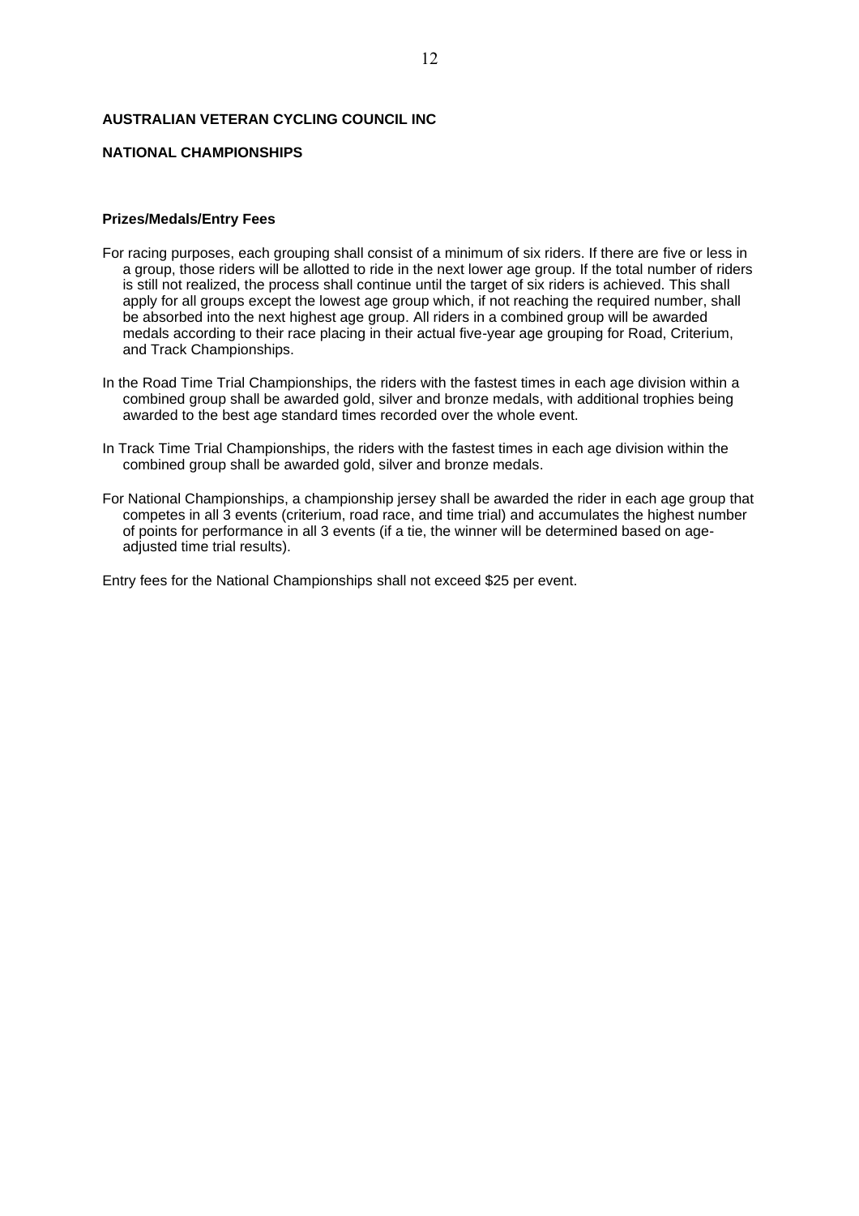**AUSTRALIAN VETERAN CYCLING COUNCIL INC**

**NATIONAL CHAMPIONSHIPS**

**Prizes/Medals/Entry Fees**

For racing purposes, each grouping shall consist of a minimum of six riders. If there are five or less in a group, those riders will be allotted to ride in the next lower age group. If the total number of riders is still not realized, the process shall continue until the target of six riders is achieved. This shall apply for all groups except the lowest age group which, if not reaching the required number, shall be absorbed into the next highest age group. All riders in a combined group will be awarded medals according to their race placing in their actual five-year age grouping for Road, Criterium, and Track Championships.

In the Road Time Trial Championships, the riders with the fastest times in each age division within a combined group shall be awarded gold, silver and bronze medals, with additional trophies being awarded to the best age standard times recorded over the whole event.

In Track Time Trial Championships, the riders with the fastest times in each age division within the combined group shall be awarded gold, silver and bronze medals.

For National Championships, a championship jersey shall be awarded the rider in each age group that competes in all 3 events (criterium, road race, and time trial) and accumulates the highest number of points for performance in all 3 events (if a tie, the winner will be determined based on age-adjusted time trial results).

Entry fees for the National Championships shall not exceed $25 per event.